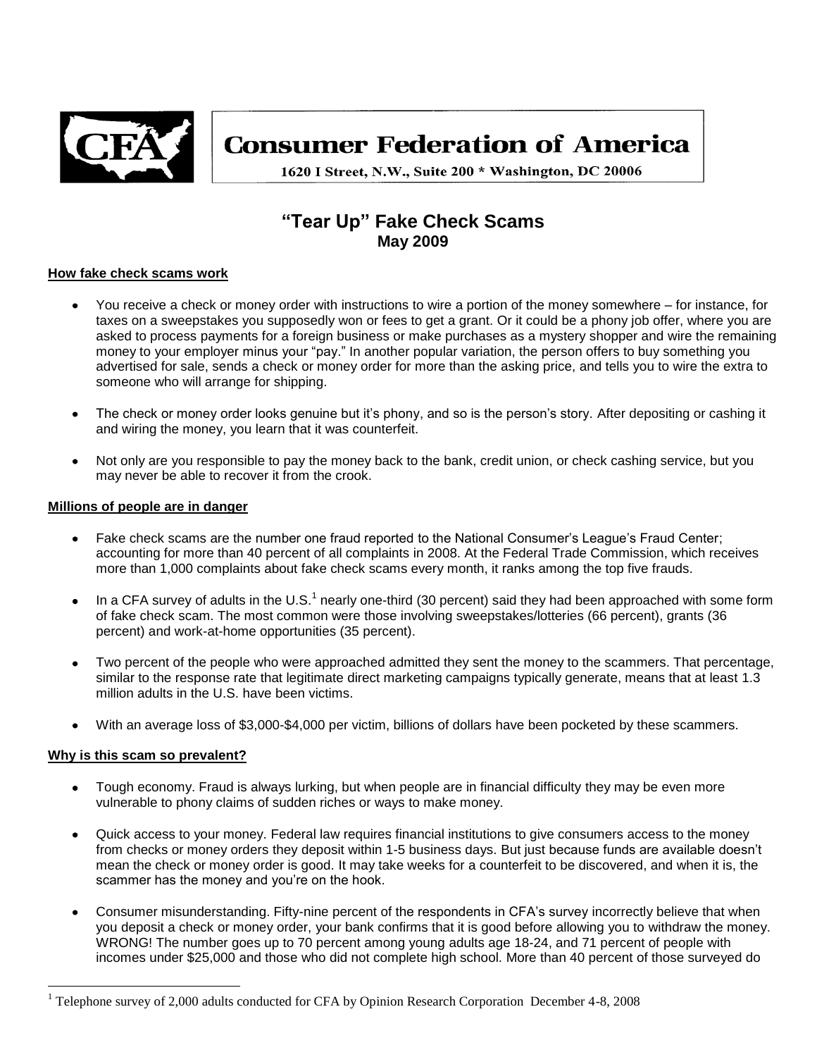**Consumer Federation of America**

1620 I Street, N.W., Suite 200 * Washington, DC 20006

# "Tear Up" Fake Check Scams

**May 2009**

## How fake check scams work

- You receive a check or money order with instructions to wire a portion of the money somewhere – for instance, for taxes on a sweepstakes you supposedly won or fees to get a grant. Or it could be a phony job offer, where you are asked to process payments for a foreign business or make purchases as a mystery shopper and wire the remaining money to your employer minus your "pay." In another popular variation, the person offers to buy something you advertised for sale, sends a check or money order for more than the asking price, and tells you to wire the extra to someone who will arrange for shipping.
- The check or money order looks genuine but it's phony, and so is the person's story. After depositing or cashing it and wiring the money, you learn that it was counterfeit.
- Not only are you responsible to pay the money back to the bank, credit union, or check cashing service, but you may never be able to recover it from the crook.

## Millions of people are in danger

- Fake check scams are the number one fraud reported to the National Consumer's League's Fraud Center; accounting for more than 40 percent of all complaints in 2008. At the Federal Trade Commission, which receives more than 1,000 complaints about fake check scams every month, it ranks among the top five frauds.
- In a CFA survey of adults in the U.S.[1] nearly one-third (30 percent) said they had been approached with some form of fake check scam. The most common were those involving sweepstakes/lotteries (66 percent), grants (36 percent) and work-at-home opportunities (35 percent).
- Two percent of the people who were approached admitted they sent the money to the scammers. That percentage, similar to the response rate that legitimate direct marketing campaigns typically generate, means that at least 1.3 million adults in the U.S. have been victims.
- With an average loss of $3,000-$4,000 per victim, billions of dollars have been pocketed by these scammers.

## Why is this scam so prevalent?

- Tough economy. Fraud is always lurking, but when people are in financial difficulty they may be even more vulnerable to phony claims of sudden riches or ways to make money.
- Quick access to your money. Federal law requires financial institutions to give consumers access to the money from checks or money orders they deposit within 1-5 business days. But just because funds are available doesn't mean the check or money order is good. It may take weeks for a counterfeit to be discovered, and when it is, the scammer has the money and you're on the hook.
- Consumer misunderstanding. Fifty-nine percent of the respondents in CFA's survey incorrectly believe that when you deposit a check or money order, your bank confirms that it is good before allowing you to withdraw the money. WRONG! The number goes up to 70 percent among young adults age 18-24, and 71 percent of people with incomes under $25,000 and those who did not complete high school. More than 40 percent of those surveyed do

[1] Telephone survey of 2,000 adults conducted for CFA by Opinion Research Corporation December 4-8, 2008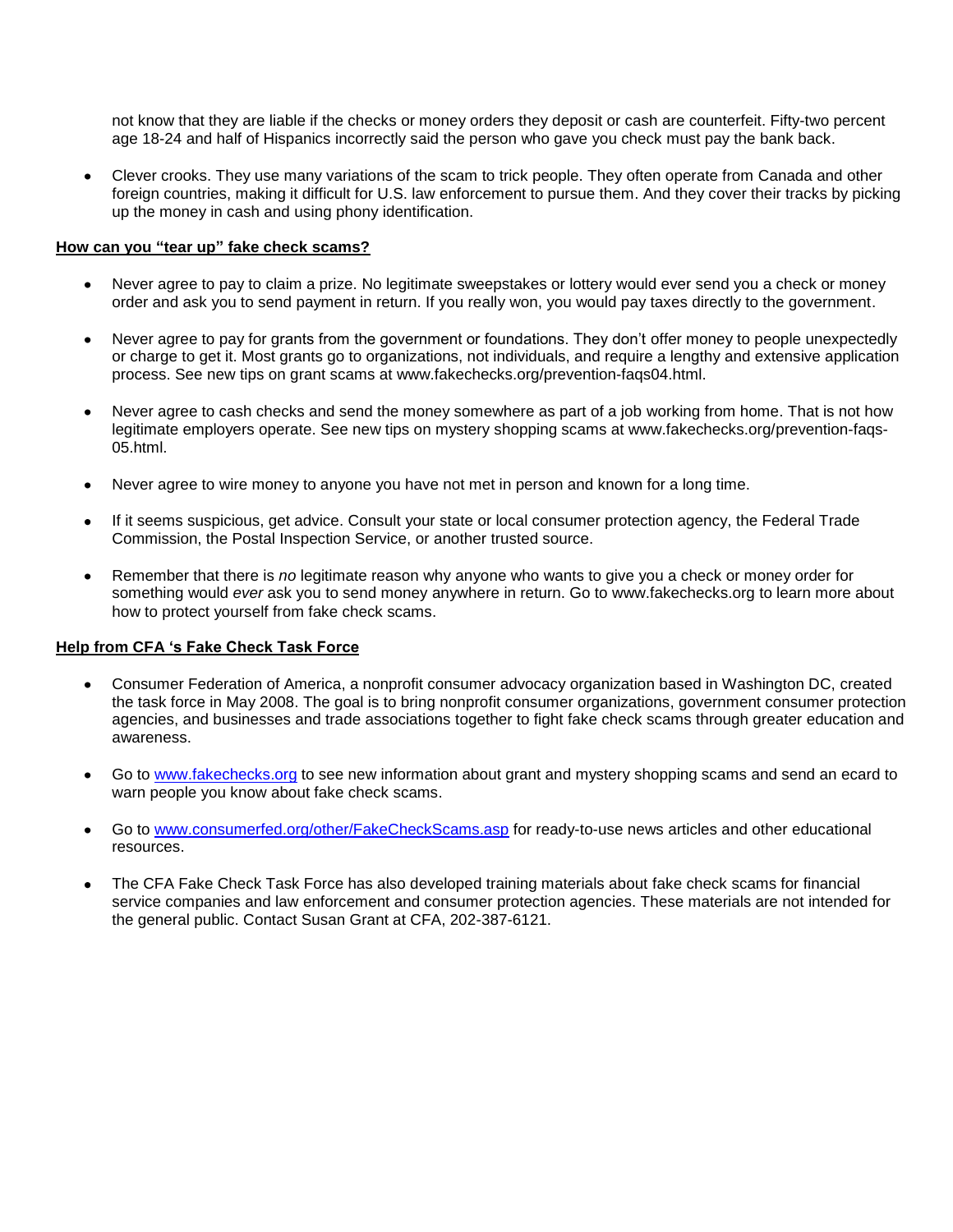not know that they are liable if the checks or money orders they deposit or cash are counterfeit. Fifty-two percent age 18-24 and half of Hispanics incorrectly said the person who gave you check must pay the bank back.

- Clever crooks. They use many variations of the scam to trick people. They often operate from Canada and other foreign countries, making it difficult for U.S. law enforcement to pursue them. And they cover their tracks by picking up the money in cash and using phony identification.

**How can you "tear up" fake check scams?**

- Never agree to pay to claim a prize. No legitimate sweepstakes or lottery would ever send you a check or money order and ask you to send payment in return. If you really won, you would pay taxes directly to the government.

- Never agree to pay for grants from the government or foundations. They don't offer money to people unexpectedly or charge to get it. Most grants go to organizations, not individuals, and require a lengthy and extensive application process. See new tips on grant scams at www.fakechecks.org/prevention-faqs04.html.

- Never agree to cash checks and send the money somewhere as part of a job working from home. That is not how legitimate employers operate. See new tips on mystery shopping scams at www.fakechecks.org/prevention-faqs-05.html.

- Never agree to wire money to anyone you have not met in person and known for a long time.

- If it seems suspicious, get advice. Consult your state or local consumer protection agency, the Federal Trade Commission, the Postal Inspection Service, or another trusted source.

- Remember that there is *no* legitimate reason why anyone who wants to give you a check or money order for something would *ever* ask you to send money anywhere in return. Go to www.fakechecks.org to learn more about how to protect yourself from fake check scams.

**Help from CFA 's Fake Check Task Force**

- Consumer Federation of America, a nonprofit consumer advocacy organization based in Washington DC, created the task force in May 2008. The goal is to bring nonprofit consumer organizations, government consumer protection agencies, and businesses and trade associations together to fight fake check scams through greater education and awareness.

- Go to www.fakechecks.org to see new information about grant and mystery shopping scams and send an ecard to warn people you know about fake check scams.

- Go to www.consumerfed.org/other/FakeCheckScams.asp for ready-to-use news articles and other educational resources.

- The CFA Fake Check Task Force has also developed training materials about fake check scams for financial service companies and law enforcement and consumer protection agencies. These materials are not intended for the general public. Contact Susan Grant at CFA, 202-387-6121.